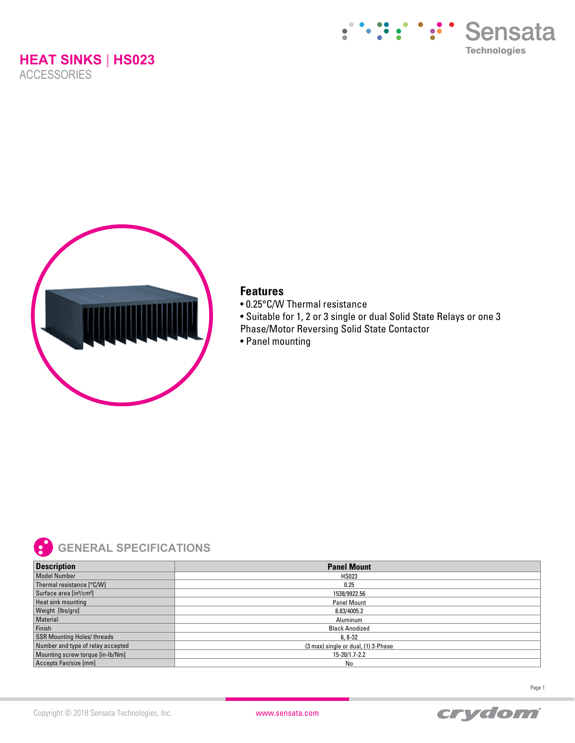# HEAT SINKS | HS023

ACCESSORIES

## Features

- 0.25°C/W Thermal resistance
- Suitable for 1, 2 or 3 single or dual Solid State Relays or one 3 Phase/Motor Reversing Solid State Contactor
- Panel mounting

## GENERAL SPECIFICATIONS

| Description | Panel Mount |
|---|---|
| Model Number | HS023 |
| Thermal resistance [°C/W] | 0.25 |
| Surface area [in²/cm²] | 1538/9922.56 |
| Heat sink mounting | Panel Mount |
| Weight [lbs/grs] | 8.83/4005.2 |
| Material | Aluminum |
| Finish | Black Anodized |
| SSR Mounting Holes/ threads | 6, 8-32 |
| Number and type of relay accepted | (3 max) single or dual, (1) 3-Phase |
| Mounting screw torque [in-lb/Nm] | 15-20/1.7-2.2 |
| Accepts Fan/size [mm] | No |

Copyright © 2018 Sensata Technologies, Inc.

www.sensata.com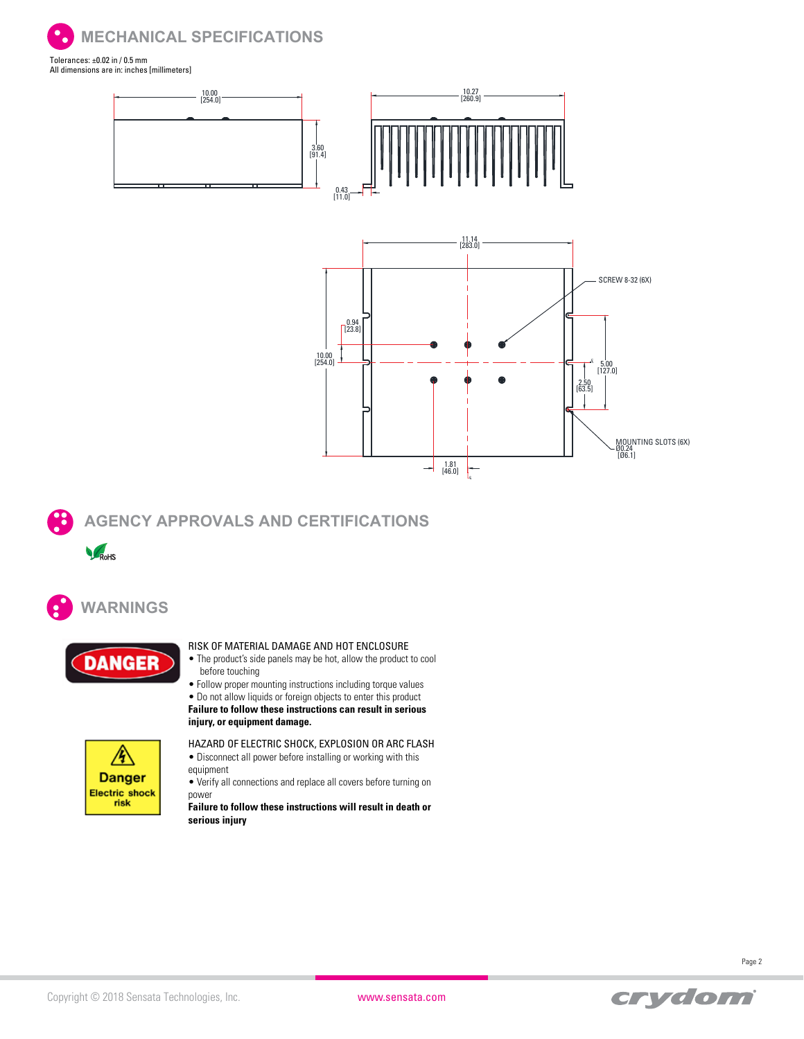## MECHANICAL SPECIFICATIONS

Tolerances: ±0.02 in / 0.5 mm
All dimensions are in: inches [millimeters]

10.00
[254.0]
3.60
[91.4]
10.27
[260.9]
0.43
[11.0]
11.14
[283.0]
SCREW 8-32 (6X)
0.94
[23.8]
10.00
[254.0]
5.00
[127.0]
2.50
[63.5]
MOUNTING SLOTS (6X)
Ø0.24
[Ø6.1]
1.81
[46.0]

## AGENCY APPROVALS AND CERTIFICATIONS

RoHS

## WARNINGS

DANGER

RISK OF MATERIAL DAMAGE AND HOT ENCLOSURE

- The product's side panels may be hot, allow the product to cool before touching
- Follow proper mounting instructions including torque values
- Do not allow liquids or foreign objects to enter this product

**Failure to follow these instructions can result in serious injury, or equipment damage.**

Danger
Electric shock risk

HAZARD OF ELECTRIC SHOCK, EXPLOSION OR ARC FLASH

- Disconnect all power before installing or working with this equipment
- Verify all connections and replace all covers before turning on power

**Failure to follow these instructions will result in death or serious injury**

Copyright © 2018 Sensata Technologies, Inc. www.sensata.com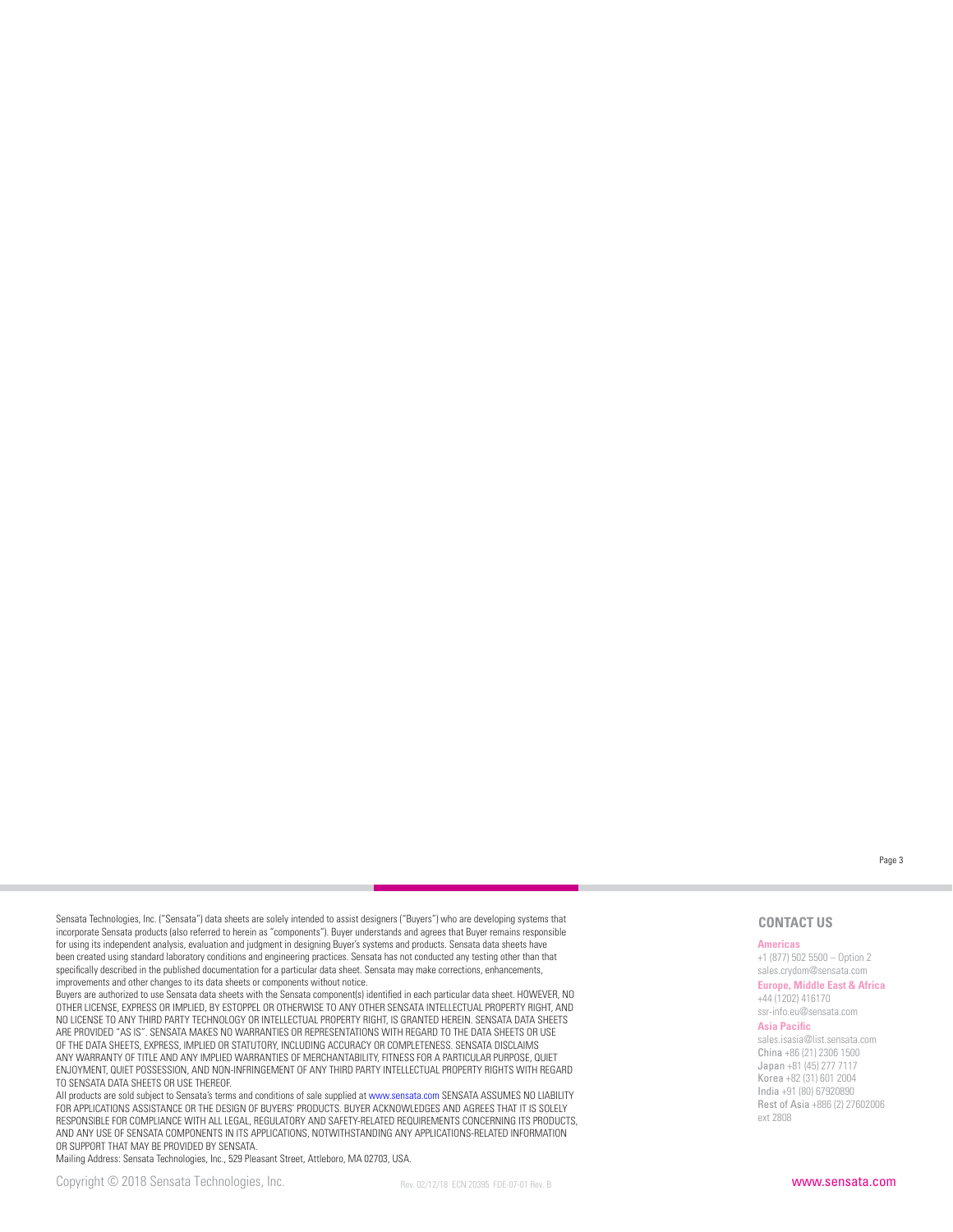Sensata Technologies, Inc. ("Sensata") data sheets are solely intended to assist designers ("Buyers") who are developing systems that incorporate Sensata products (also referred to herein as "components"). Buyer understands and agrees that Buyer remains responsible for using its independent analysis, evaluation and judgment in designing Buyer's systems and products. Sensata data sheets have been created using standard laboratory conditions and engineering practices. Sensata has not conducted any testing other than that specifically described in the published documentation for a particular data sheet. Sensata may make corrections, enhancements, improvements and other changes to its data sheets or components without notice.

Buyers are authorized to use Sensata data sheets with the Sensata component(s) identified in each particular data sheet. HOWEVER, NO OTHER LICENSE, EXPRESS OR IMPLIED, BY ESTOPPEL OR OTHERWISE TO ANY OTHER SENSATA INTELLECTUAL PROPERTY RIGHT, AND NO LICENSE TO ANY THIRD PARTY TECHNOLOGY OR INTELLECTUAL PROPERTY RIGHT, IS GRANTED HEREIN. SENSATA DATA SHEETS ARE PROVIDED "AS IS". SENSATA MAKES NO WARRANTIES OR REPRESENTATIONS WITH REGARD TO THE DATA SHEETS OR USE OF THE DATA SHEETS, EXPRESS, IMPLIED OR STATUTORY, INCLUDING ACCURACY OR COMPLETENESS. SENSATA DISCLAIMS ANY WARRANTY OF TITLE AND ANY IMPLIED WARRANTIES OF MERCHANTABILITY, FITNESS FOR A PARTICULAR PURPOSE, QUIET ENJOYMENT, QUIET POSSESSION, AND NON-INFRINGEMENT OF ANY THIRD PARTY INTELLECTUAL PROPERTY RIGHTS WITH REGARD TO SENSATA DATA SHEETS OR USE THEREOF.

All products are sold subject to Sensata's terms and conditions of sale supplied at www.sensata.com SENSATA ASSUMES NO LIABILITY FOR APPLICATIONS ASSISTANCE OR THE DESIGN OF BUYERS' PRODUCTS. BUYER ACKNOWLEDGES AND AGREES THAT IT IS SOLELY RESPONSIBLE FOR COMPLIANCE WITH ALL LEGAL, REGULATORY AND SAFETY-RELATED REQUIREMENTS CONCERNING ITS PRODUCTS, AND ANY USE OF SENSATA COMPONENTS IN ITS APPLICATIONS, NOTWITHSTANDING ANY APPLICATIONS-RELATED INFORMATION OR SUPPORT THAT MAY BE PROVIDED BY SENSATA.

Mailing Address: Sensata Technologies, Inc., 529 Pleasant Street, Attleboro, MA 02703, USA.

## CONTACT US

**Americas**
+1 (877) 502 5500 – Option 2
sales.crydom@sensata.com

**Europe, Middle East & Africa**
+44 (1202) 416170
ssr-info.eu@sensata.com

**Asia Pacific**
sales.isasia@list.sensata.com
China +86 (21) 2306 1500
Japan +81 (45) 277 7117
Korea +82 (31) 601 2004
India +91 (80) 67920890
Rest of Asia +886 (2) 27602006 ext 2808

Copyright © 2018 Sensata Technologies, Inc.

Rev. 02/12/18 ECN 20395 FDE-07-01 Rev. B

www.sensata.com